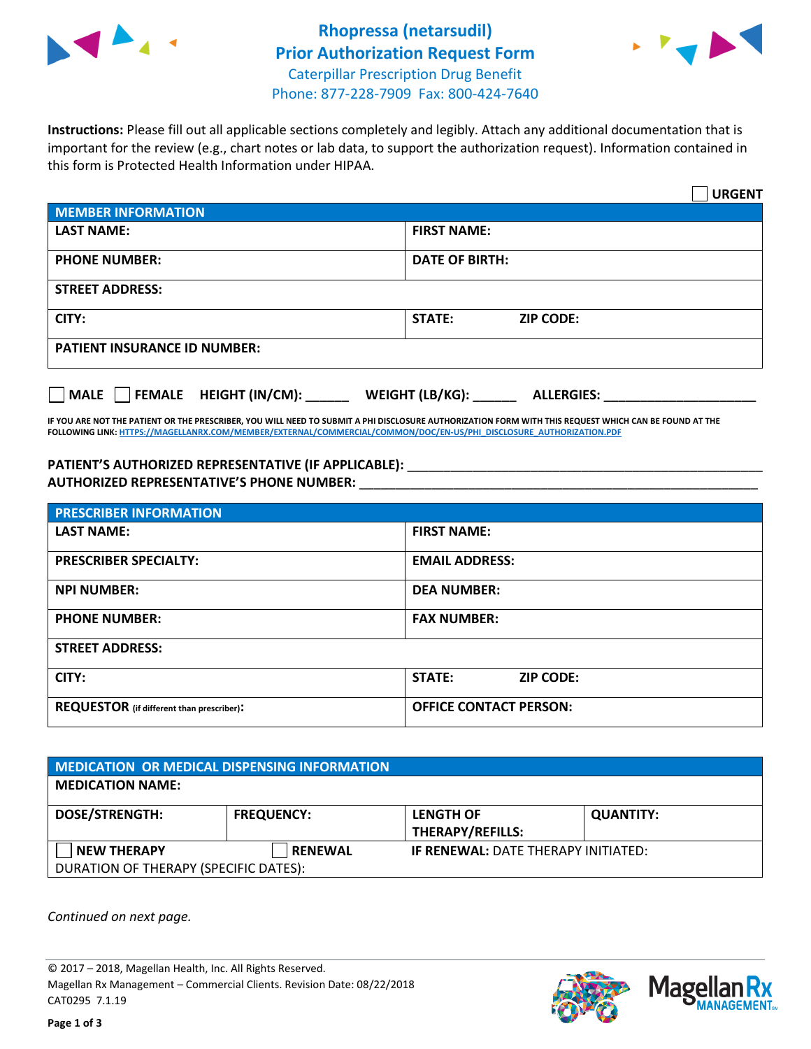# Rhopressa (netarsudil)
## Prior Authorization Request Form
Caterpillar Prescription Drug Benefit
Phone: 877-228-7909 Fax: 800-424-7640

**Instructions:** Please fill out all applicable sections completely and legibly. Attach any additional documentation that is important for the review (e.g., chart notes or lab data, to support the authorization request). Information contained in this form is Protected Health Information under HIPAA.

☐ **URGENT**

| MEMBER INFORMATION | |
|---|---|
| **LAST NAME:** | **FIRST NAME:** |
| **PHONE NUMBER:** | **DATE OF BIRTH:** |
| **STREET ADDRESS:** | |
| **CITY:** | **STATE:** **ZIP CODE:** |
| **PATIENT INSURANCE ID NUMBER:** | |

☐ **MALE** ☐ **FEMALE** **HEIGHT (IN/CM):** ______ **WEIGHT (LB/KG):** ______ **ALLERGIES:** ____________________

**IF YOU ARE NOT THE PATIENT OR THE PRESCRIBER, YOU WILL NEED TO SUBMIT A PHI DISCLOSURE AUTHORIZATION FORM WITH THIS REQUEST WHICH CAN BE FOUND AT THE FOLLOWING LINK: HTTPS://MAGELLANRX.COM/MEMBER/EXTERNAL/COMMERCIAL/COMMON/DOC/EN-US/PHI_DISCLOSURE_AUTHORIZATION.PDF**

**PATIENT'S AUTHORIZED REPRESENTATIVE (IF APPLICABLE):** ____________________________________________

**AUTHORIZED REPRESENTATIVE'S PHONE NUMBER:** ____________________________________________

| PRESCRIBER INFORMATION | |
|---|---|
| **LAST NAME:** | **FIRST NAME:** |
| **PRESCRIBER SPECIALTY:** | **EMAIL ADDRESS:** |
| **NPI NUMBER:** | **DEA NUMBER:** |
| **PHONE NUMBER:** | **FAX NUMBER:** |
| **STREET ADDRESS:** | |
| **CITY:** | **STATE:** **ZIP CODE:** |
| **REQUESTOR** (if different than prescriber)**:** | **OFFICE CONTACT PERSON:** |

| MEDICATION OR MEDICAL DISPENSING INFORMATION | | | |
|---|---|---|---|
| **MEDICATION NAME:** | | | |
| **DOSE/STRENGTH:** | **FREQUENCY:** | **LENGTH OF THERAPY/REFILLS:** | **QUANTITY:** |
| ☐ **NEW THERAPY** | ☐ **RENEWAL** | **IF RENEWAL:** DATE THERAPY INITIATED: | |
| DURATION OF THERAPY (SPECIFIC DATES): | | | |

*Continued on next page.*

© 2017 – 2018, Magellan Health, Inc. All Rights Reserved.
Magellan Rx Management – Commercial Clients. Revision Date: 08/22/2018
CAT0295 7.1.19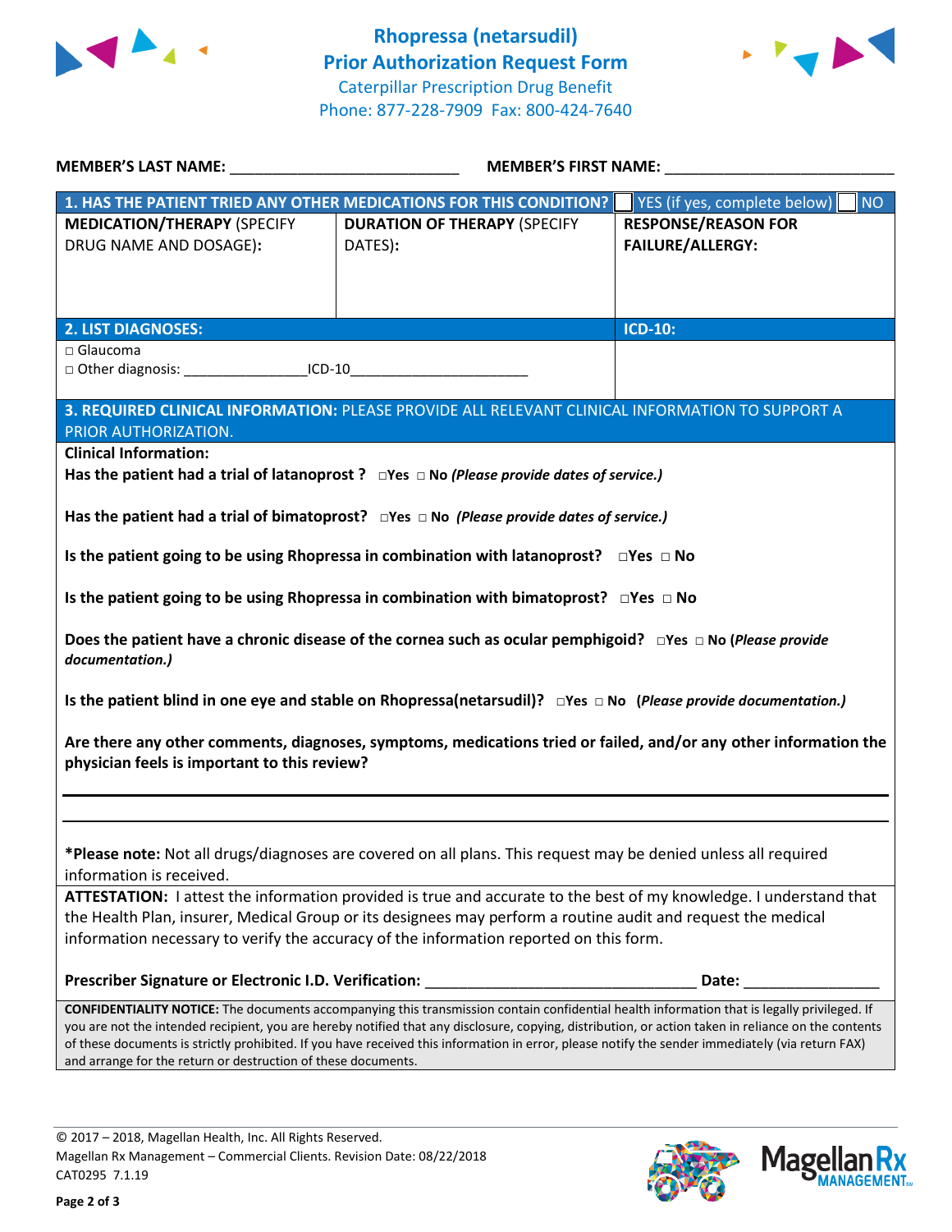# Rhopressa (netarsudil) Prior Authorization Request Form

Caterpillar Prescription Drug Benefit
Phone: 877-228-7909 Fax: 800-424-7640

**MEMBER'S LAST NAME:** ___________________________ **MEMBER'S FIRST NAME:** ___________________________

| **1. HAS THE PATIENT TRIED ANY OTHER MEDICATIONS FOR THIS CONDITION?** | | ☐ YES (if yes, complete below) ☐ NO |
|---|---|---|
| **MEDICATION/THERAPY** (SPECIFY DRUG NAME AND DOSAGE): | **DURATION OF THERAPY** (SPECIFY DATES): | **RESPONSE/REASON FOR FAILURE/ALLERGY:** |
| | | |

| **2. LIST DIAGNOSES:** | **ICD-10:** |
|---|---|
| □ Glaucoma<br>□ Other diagnosis: _______________ICD-10_____________________ | |

**3. REQUIRED CLINICAL INFORMATION:** PLEASE PROVIDE ALL RELEVANT CLINICAL INFORMATION TO SUPPORT A PRIOR AUTHORIZATION.

**Clinical Information:**

**Has the patient had a trial of latanoprost ?** □Yes □ No *(Please provide dates of service.)*

**Has the patient had a trial of bimatoprost?** □Yes □ No *(Please provide dates of service.)*

**Is the patient going to be using Rhopressa in combination with latanoprost?** □Yes □ No

**Is the patient going to be using Rhopressa in combination with bimatoprost?** □Yes □ No

**Does the patient have a chronic disease of the cornea such as ocular pemphigoid?** □Yes □ No (*Please provide documentation.)*

**Is the patient blind in one eye and stable on Rhopressa(netarsudil)?** □Yes □ No (*Please provide documentation.)*

**Are there any other comments, diagnoses, symptoms, medications tried or failed, and/or any other information the physician feels is important to this review?**

_____________________________________________________________________________

_____________________________________________________________________________

**\*Please note:** Not all drugs/diagnoses are covered on all plans. This request may be denied unless all required information is received.

**ATTESTATION:** I attest the information provided is true and accurate to the best of my knowledge. I understand that the Health Plan, insurer, Medical Group or its designees may perform a routine audit and request the medical information necessary to verify the accuracy of the information reported on this form.

**Prescriber Signature or Electronic I.D. Verification:** _________________________________ **Date:** ________________

**CONFIDENTIALITY NOTICE:** The documents accompanying this transmission contain confidential health information that is legally privileged. If you are not the intended recipient, you are hereby notified that any disclosure, copying, distribution, or action taken in reliance on the contents of these documents is strictly prohibited. If you have received this information in error, please notify the sender immediately (via return FAX) and arrange for the return or destruction of these documents.

© 2017 – 2018, Magellan Health, Inc. All Rights Reserved.
Magellan Rx Management – Commercial Clients. Revision Date: 08/22/2018
CAT0295 7.1.19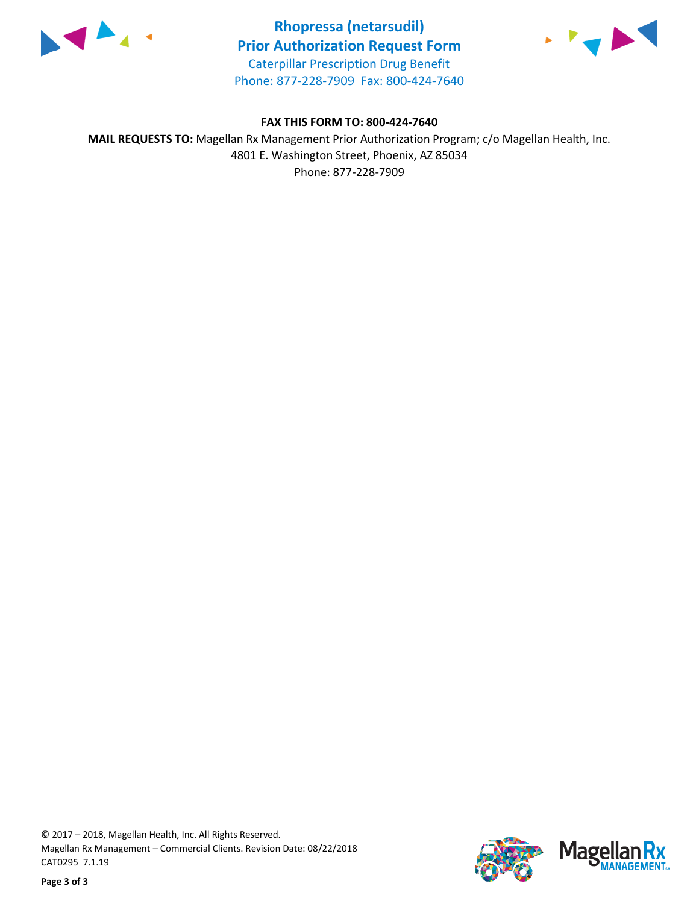**FAX THIS FORM TO: 800-424-7640**

**MAIL REQUESTS TO:** Magellan Rx Management Prior Authorization Program; c/o Magellan Health, Inc.
4801 E. Washington Street, Phoenix, AZ 85034
Phone: 877-228-7909